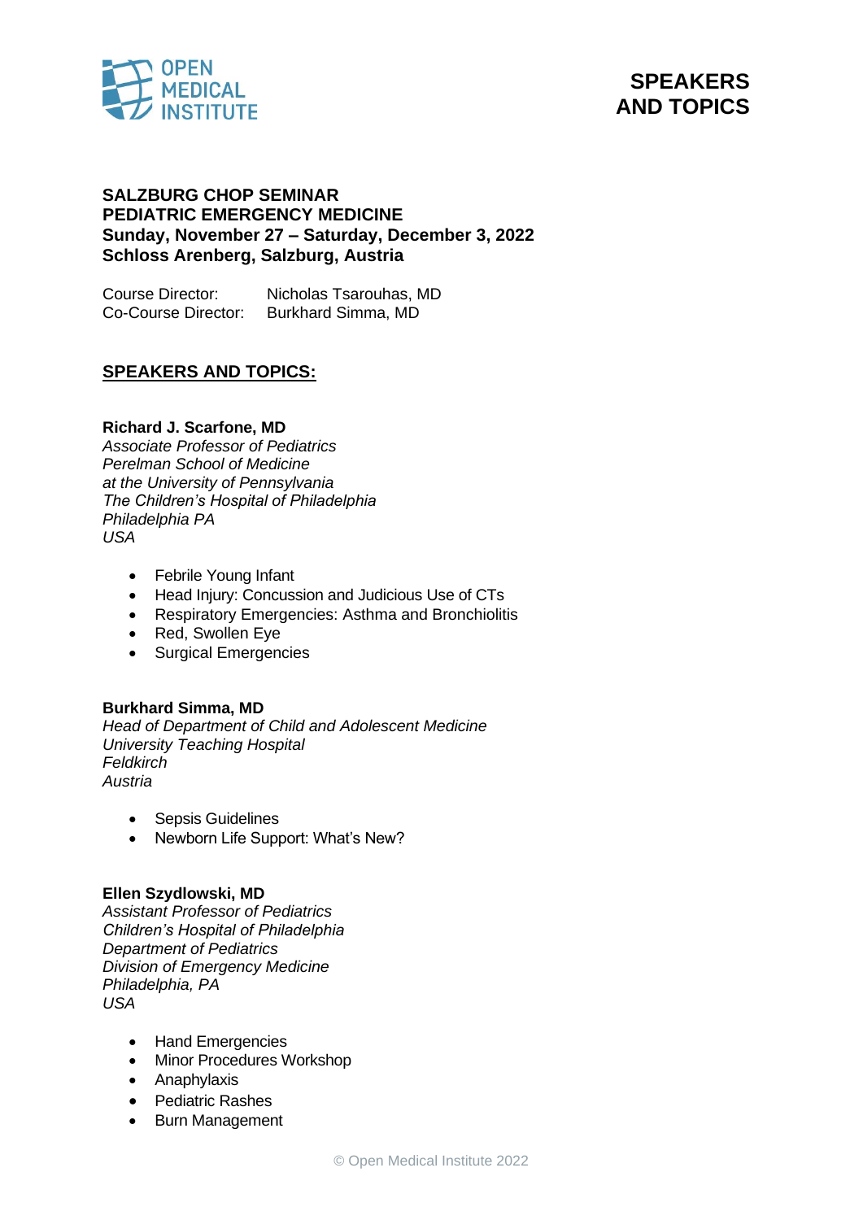# SPEAKERS AND TOPICS

**SALZBURG CHOP SEMINAR**
**PEDIATRIC EMERGENCY MEDICINE**
**Sunday, November 27 – Saturday, December 3, 2022**
**Schloss Arenberg, Salzburg, Austria**

Course Director: Nicholas Tsarouhas, MD
Co-Course Director: Burkhard Simma, MD

## SPEAKERS AND TOPICS:

**Richard J. Scarfone, MD**
*Associate Professor of Pediatrics*
*Perelman School of Medicine*
*at the University of Pennsylvania*
*The Children's Hospital of Philadelphia*
*Philadelphia PA*
*USA*

- Febrile Young Infant
- Head Injury: Concussion and Judicious Use of CTs
- Respiratory Emergencies: Asthma and Bronchiolitis
- Red, Swollen Eye
- Surgical Emergencies

**Burkhard Simma, MD**
*Head of Department of Child and Adolescent Medicine*
*University Teaching Hospital*
*Feldkirch*
*Austria*

- Sepsis Guidelines
- Newborn Life Support: What's New?

**Ellen Szydlowski, MD**
*Assistant Professor of Pediatrics*
*Children's Hospital of Philadelphia*
*Department of Pediatrics*
*Division of Emergency Medicine*
*Philadelphia, PA*
*USA*

- Hand Emergencies
- Minor Procedures Workshop
- Anaphylaxis
- Pediatric Rashes
- Burn Management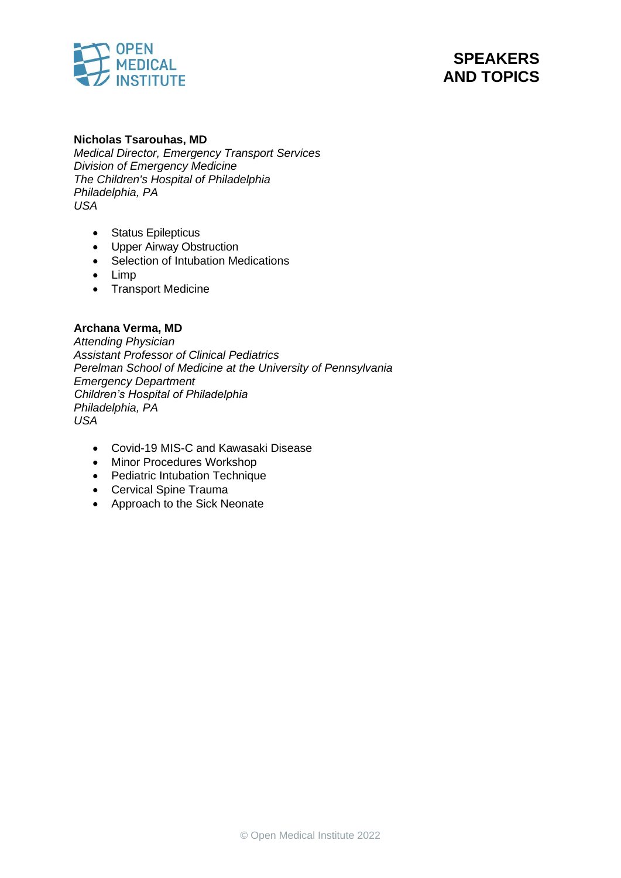# SPEAKERS AND TOPICS

**Nicholas Tsarouhas, MD**
*Medical Director, Emergency Transport Services*
*Division of Emergency Medicine*
*The Children's Hospital of Philadelphia*
*Philadelphia, PA*
*USA*

- Status Epilepticus
- Upper Airway Obstruction
- Selection of Intubation Medications
- Limp
- Transport Medicine

**Archana Verma, MD**
*Attending Physician*
*Assistant Professor of Clinical Pediatrics*
*Perelman School of Medicine at the University of Pennsylvania*
*Emergency Department*
*Children's Hospital of Philadelphia*
*Philadelphia, PA*
*USA*

- Covid-19 MIS-C and Kawasaki Disease
- Minor Procedures Workshop
- Pediatric Intubation Technique
- Cervical Spine Trauma
- Approach to the Sick Neonate